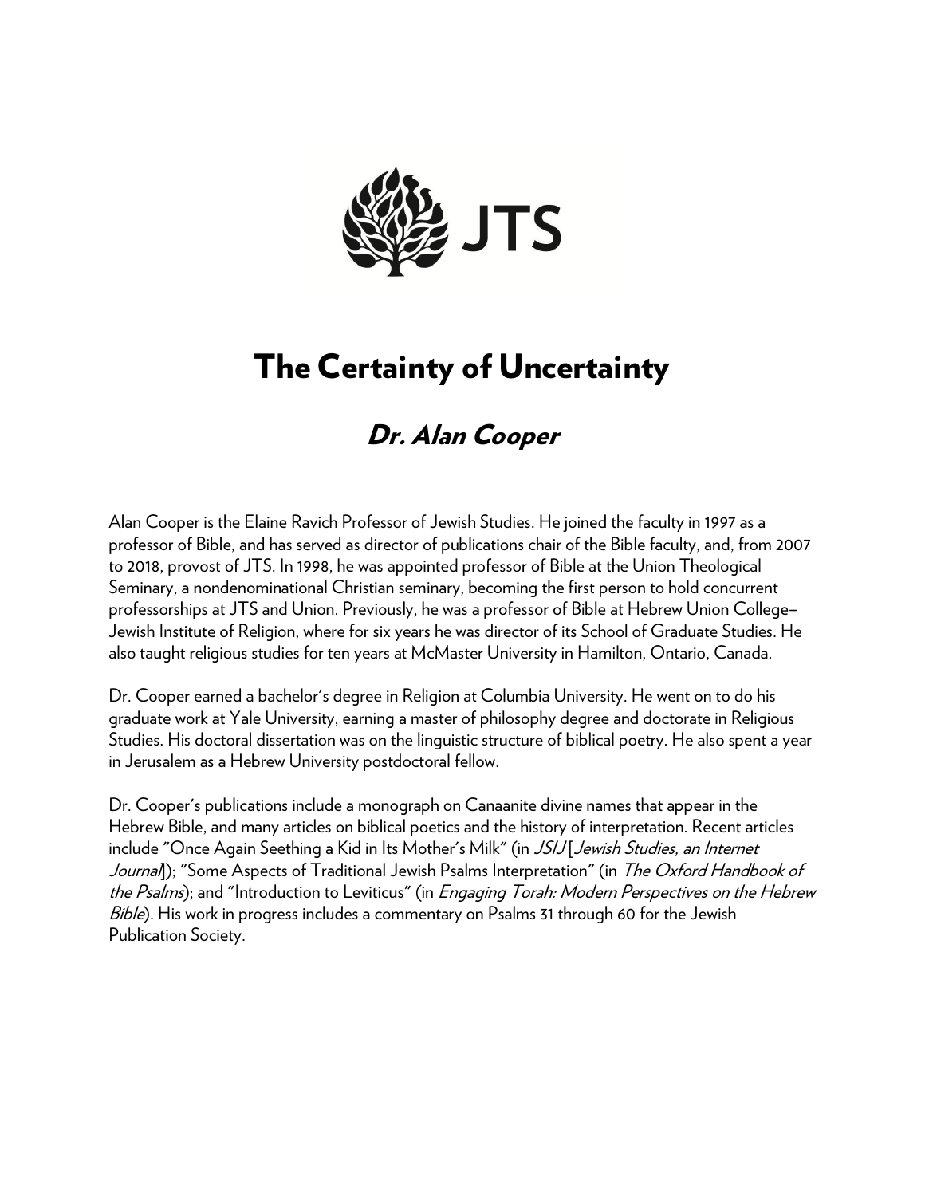JTS

# The Certainty of Uncertainty

## *Dr. Alan Cooper*

Alan Cooper is the Elaine Ravich Professor of Jewish Studies. He joined the faculty in 1997 as a professor of Bible, and has served as director of publications chair of the Bible faculty, and, from 2007 to 2018, provost of JTS. In 1998, he was appointed professor of Bible at the Union Theological Seminary, a nondenominational Christian seminary, becoming the first person to hold concurrent professorships at JTS and Union. Previously, he was a professor of Bible at Hebrew Union College–Jewish Institute of Religion, where for six years he was director of its School of Graduate Studies. He also taught religious studies for ten years at McMaster University in Hamilton, Ontario, Canada.

Dr. Cooper earned a bachelor's degree in Religion at Columbia University. He went on to do his graduate work at Yale University, earning a master of philosophy degree and doctorate in Religious Studies. His doctoral dissertation was on the linguistic structure of biblical poetry. He also spent a year in Jerusalem as a Hebrew University postdoctoral fellow.

Dr. Cooper's publications include a monograph on Canaanite divine names that appear in the Hebrew Bible, and many articles on biblical poetics and the history of interpretation. Recent articles include "Once Again Seething a Kid in Its Mother's Milk" (in *JSIJ* [*Jewish Studies, an Internet Journal*]); "Some Aspects of Traditional Jewish Psalms Interpretation" (in *The Oxford Handbook of the Psalms*); and "Introduction to Leviticus" (in *Engaging Torah: Modern Perspectives on the Hebrew Bible*). His work in progress includes a commentary on Psalms 31 through 60 for the Jewish Publication Society.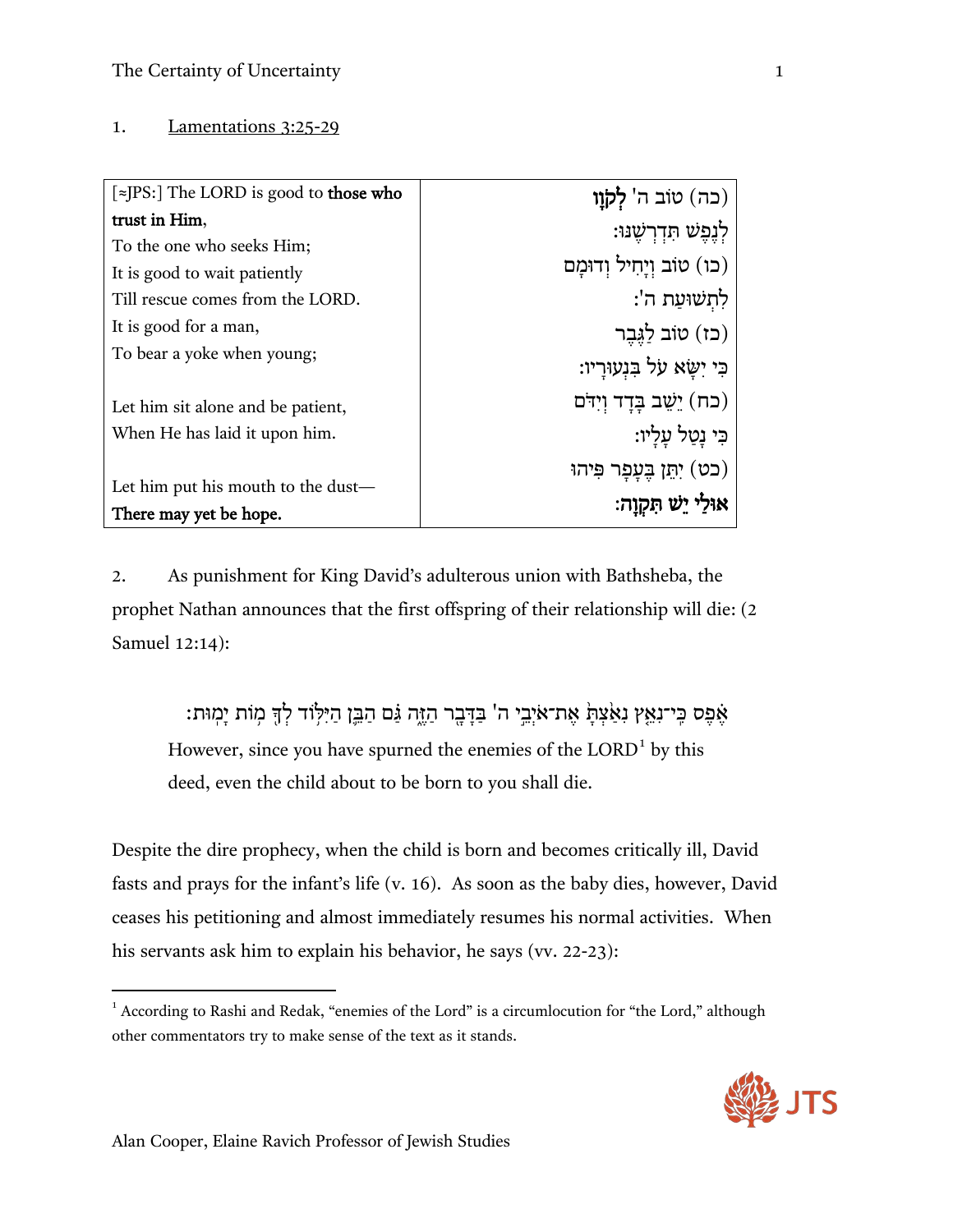1. Lamentations 3:25-29

| [≈JPS:] The LORD is good to **those who trust in Him**,<br>To the one who seeks Him;<br>It is good to wait patiently<br>Till rescue comes from the LORD.<br>It is good for a man,<br>To bear a yoke when young;<br><br>Let him sit alone and be patient,<br>When He has laid it upon him.<br><br>Let him put his mouth to the dust—<br>**There may yet be hope.** | (כה) טוֹב ה' **לְקֹוָו**<br>לְנֶפֶשׁ תִּדְרְשֶׁנּוּ:<br>(כו) טוֹב וְיָחִיל וְדוּמָם<br>לִתְשׁוּעַת ה':<br>(כז) טוֹב לַגֶּבֶר<br>כִּי יִשָּׂא עֹל בִּנְעוּרָיו:<br>(כח) יֵשֵׁב בָּדָד וְיִדֹּם<br>כִּי נָטַל עָלָיו:<br>(כט) יִתֵּן בֶּעָפָר פִּיהוּ<br>**אוּלַי יֵשׁ תִּקְוָה:** |
|---|---|

2. As punishment for King David's adulterous union with Bathsheba, the prophet Nathan announces that the first offspring of their relationship will die: (2 Samuel 12:14):

> אֶפֶס כִּֽי־נִאֵץ נִאַצְתָּ אֶת־אֹיְבֵי ה' בַּדָּבָר הַזֶּה גַּם הַבֵּן הַיִּלּוֹד לְךָ מוֹת יָמוּת:
>
> However, since you have spurned the enemies of the LORD[1] by this deed, even the child about to be born to you shall die.

Despite the dire prophecy, when the child is born and becomes critically ill, David fasts and prays for the infant's life (v. 16). As soon as the baby dies, however, David ceases his petitioning and almost immediately resumes his normal activities. When his servants ask him to explain his behavior, he says (vv. 22-23):

---

[1] According to Rashi and Redak, "enemies of the Lord" is a circumlocution for "the Lord," although other commentators try to make sense of the text as it stands.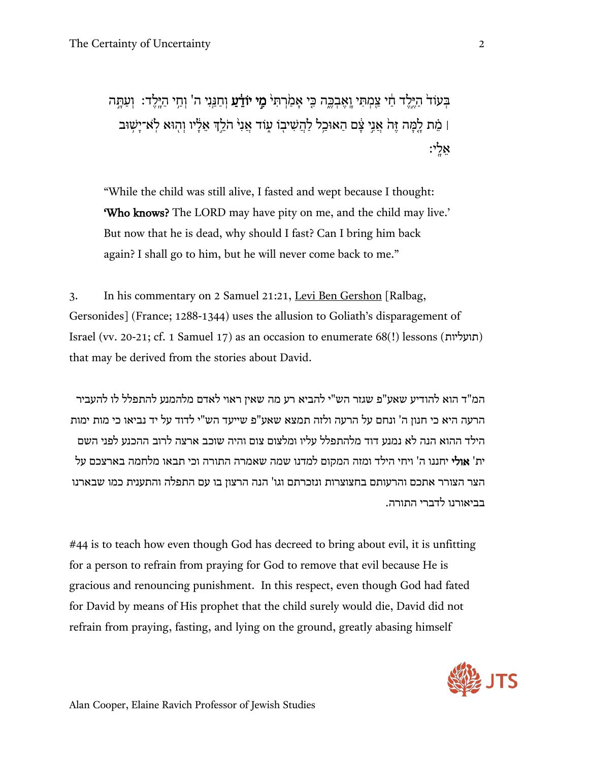בְּעוֹד֙ הַיֶּ֣לֶד חַ֔י צַ֖מְתִּי וָאֶבְכֶּ֑ה כִּ֤י אָמַ֙רְתִּי֙ **מִ֣י יוֹדֵ֔עַ** וְחַנַּ֥נִי ה' וְחַ֥י הַיָּֽלֶד׃ וְעַתָּ֣ה ׀ מֵ֗ת לָ֤מָּה זֶּה֙ אֲנִ֣י צָ֔ם הַאוּכַ֥ל לַהֲשִׁיב֖וֹ ע֑וֹד אֲנִי֙ הֹלֵ֣ךְ אֵלָ֔יו וְה֖וּא לֹא־יָשׁ֥וּב אֵלָֽי׃

"While the child was still alive, I fasted and wept because I thought: **'Who knows?** The LORD may have pity on me, and the child may live.' But now that he is dead, why should I fast? Can I bring him back again? I shall go to him, but he will never come back to me."

3. In his commentary on 2 Samuel 21:21, Levi Ben Gershon [Ralbag, Gersonides] (France; 1288-1344) uses the allusion to Goliath's disparagement of Israel (vv. 20-21; cf. 1 Samuel 17) as an occasion to enumerate 68(!) lessons (תועליות) that may be derived from the stories about David.

המ"ד הוא להודיע שאע"פ שגזר הש"י להביא רע מה שאין ראוי לאדם מלהמנע להתפלל לו להעביר הרעה היא כי חנון ה' ונחם על הרעה ולזה תמצא שאע"פ שייעד הש"י לדוד על יד נביאו כי מות ימות הילד ההוא הנה לא נמנע דוד מלהתפלל עליו ומלצום צום והיה שוכב ארצה לרוב ההכנע לפני השם ית' **אולי** יחננו ה' ויחי הילד ומזה המקום למדנו שמה שאמרה התורה וכי תבאו מלחמה בארצכם על הצר הצורר אתכם והרעותם בחצוצרות ונזכרתם וגו' הנה הרצון בו עם התפלה והתענית כמו שבארנו בביאורנו לדברי התורה.

#44 is to teach how even though God has decreed to bring about evil, it is unfitting for a person to refrain from praying for God to remove that evil because He is gracious and renouncing punishment. In this respect, even though God had fated for David by means of His prophet that the child surely would die, David did not refrain from praying, fasting, and lying on the ground, greatly abasing himself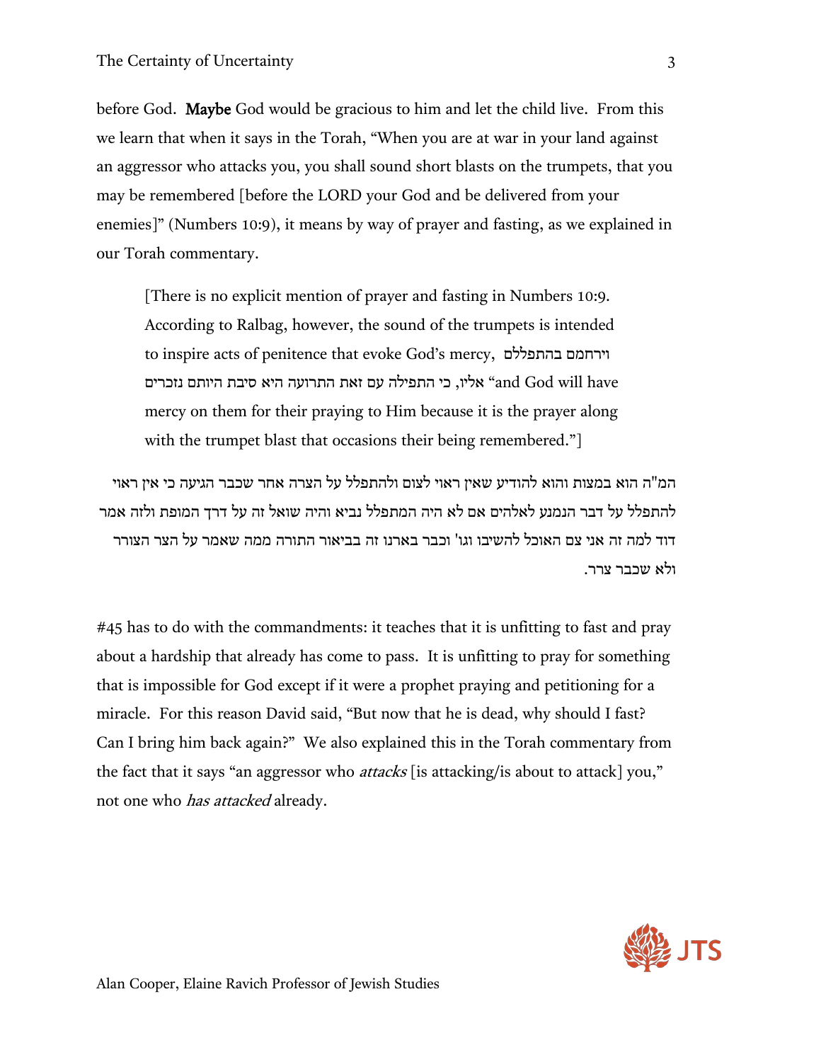before God. **Maybe** God would be gracious to him and let the child live. From this we learn that when it says in the Torah, "When you are at war in your land against an aggressor who attacks you, you shall sound short blasts on the trumpets, that you may be remembered [before the LORD your God and be delivered from your enemies]" (Numbers 10:9), it means by way of prayer and fasting, as we explained in our Torah commentary.

> [There is no explicit mention of prayer and fasting in Numbers 10:9. According to Ralbag, however, the sound of the trumpets is intended to inspire acts of penitence that evoke God's mercy, וירחמם בהתפללם אליו, כי התפילה עם זאת התרועה היא סיבת היותם נזכרים "and God will have mercy on them for their praying to Him because it is the prayer along with the trumpet blast that occasions their being remembered."]

המ"ה הוא במצות והוא להודיע שאין ראוי לצום ולהתפלל על הצרה אחר שכבר הגיעה כי אין ראוי להתפלל על דבר הנמנע לאלהים אם לא היה המתפלל נביא והיה שואל זה על דרך המופת ולזה אמר דוד למה זה אני צם האוכל להשיבו וגו' וכבר בארנו זה בביאור התורה ממה שאמר על הצר הצורר ולא שכבר צרר.

#45 has to do with the commandments: it teaches that it is unfitting to fast and pray about a hardship that already has come to pass. It is unfitting to pray for something that is impossible for God except if it were a prophet praying and petitioning for a miracle. For this reason David said, "But now that he is dead, why should I fast? Can I bring him back again?" We also explained this in the Torah commentary from the fact that it says "an aggressor who *attacks* [is attacking/is about to attack] you," not one who *has attacked* already.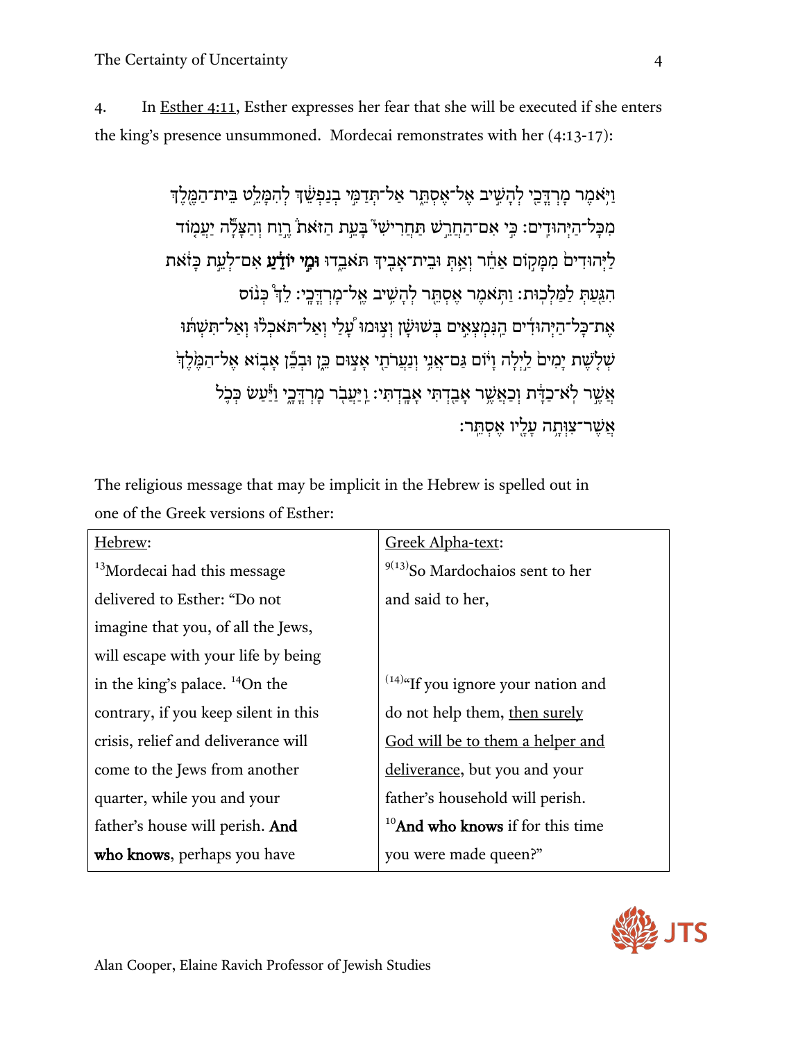4. In Esther 4:11, Esther expresses her fear that she will be executed if she enters the king's presence unsummoned. Mordecai remonstrates with her (4:13-17):

וַיֹּ֥אמֶר מָרְדֳּכַ֖י לְהָשִׁ֣יב אֶל־אֶסְתֵּ֑ר אַל־תְּדַמִּ֣י בְנַפְשֵׁ֔ךְ לְהִמָּלֵ֥ט בֵּית־הַמֶּ֖לֶךְ מִכָּל־הַיְּהוּדִֽים׃ כִּ֣י אִם־הַחֲרֵ֣שׁ תַּחֲרִ֘ישִׁי֮ בָּעֵ֣ת הַזֹּאת֒ רֶ֣וַח וְהַצָּלָ֞ה יַעֲמ֤וֹד לַיְּהוּדִים֙ מִמָּק֣וֹם אַחֵ֔ר וְאַ֥תְּ וּבֵית־אָבִ֖יךְ תֹּאבֵ֑דוּ **וּמִ֣י יוֹדֵ֔עַ** אִם־לְעֵ֣ת כָּזֹ֔את הִגַּ֖עַתְּ לַמַּלְכֽוּת׃ וַתֹּ֥אמֶר אֶסְתֵּ֖ר לְהָשִׁ֥יב אֶֽל־מָרְדֳּכָֽי׃ לֵךְ֩ כְּנ֨וֹס אֶת־כָּל־הַיְּהוּדִ֜ים הַנִּמְצְאִ֣ים בְּשׁוּשָׁ֗ן וְצ֣וּמוּ עָ֠לַי וְאַל־תֹּאכְל֨וּ וְאַל־תִּשְׁתּ֜וּ שְׁלֹ֤שֶׁת יָמִים֙ לַ֣יְלָה וָי֔וֹם גַּם־אֲנִ֥י וְנַעֲרֹתַ֖י אָצ֣וּם כֵּ֑ן וּבְכֵ֞ן אָב֤וֹא אֶל־הַמֶּ֙לֶךְ֙ אֲשֶׁ֣ר לֹֽא־כַדָּ֔ת וְכַאֲשֶׁ֥ר אָבַ֖דְתִּי אָבָֽדְתִּי׃ וַיַּעֲבֹ֖ר מָרְדֳּכָ֑י וַיַּ֕עַשׂ כְּכֹ֥ל אֲשֶׁר־צִוְּתָ֥ה עָלָ֖יו אֶסְתֵּֽר׃

The religious message that may be implicit in the Hebrew is spelled out in one of the Greek versions of Esther:

| Hebrew: | Greek Alpha-text: |
|---|---|
| [13]Mordecai had this message delivered to Esther: "Do not imagine that you, of all the Jews, will escape with your life by being in the king's palace. [14]On the contrary, if you keep silent in this crisis, relief and deliverance will come to the Jews from another quarter, while you and your father's house will perish. **And who knows**, perhaps you have | [9(13)]So Mardochaios sent to her and said to her, [(14)]"If you ignore your nation and do not help them, then surely God will be to them a helper and deliverance, but you and your father's household will perish. [10]**And who knows** if for this time you were made queen?" |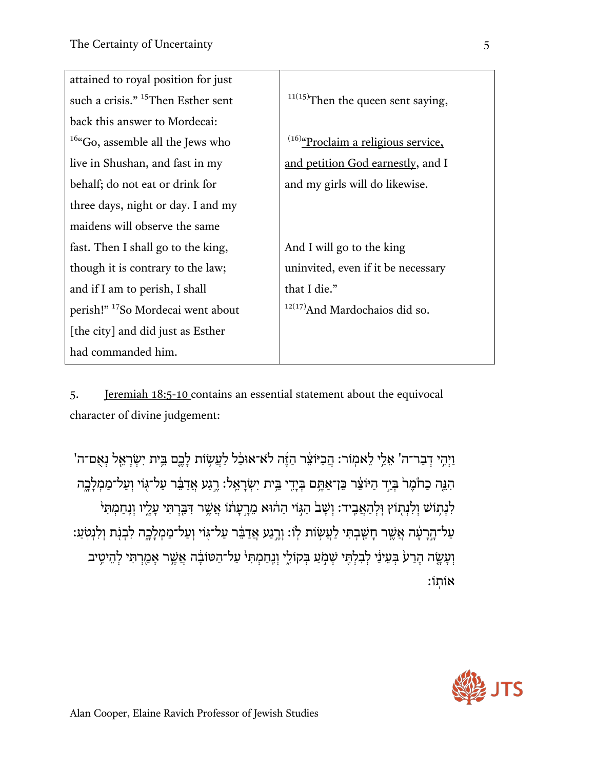| | |
|---|---|
| attained to royal position for just such a crisis." [15]Then Esther sent back this answer to Mordecai: [16]"Go, assemble all the Jews who live in Shushan, and fast in my behalf; do not eat or drink for three days, night or day. I and my maidens will observe the same fast. Then I shall go to the king, though it is contrary to the law; and if I am to perish, I shall perish!" [17]So Mordecai went about [the city] and did just as Esther had commanded him. | [11(15)]Then the queen sent saying, [(16)]"Proclaim a religious service, and petition God earnestly, and I and my girls will do likewise. And I will go to the king uninvited, even if it be necessary that I die." [12(17)]And Mardochaios did so. |

5. Jeremiah 18:5-10 contains an essential statement about the equivocal character of divine judgement:

וַיְהִ֥י דְבַר־ה' אֵלַ֖י לֵאמֽוֹר׃ הֲכַיּוֹצֵ֨ר הַזֶּ֜ה לֹא־אוּכַ֨ל לַעֲשׂ֥וֹת לָכֶ֛ם בֵּ֥ית יִשְׂרָאֵ֖ל נְאֻם־ה' הִנֵּ֤ה כַחֹ֙מֶר֙ בְּיַ֣ד הַיּוֹצֵ֔ר כֵּן־אַתֶּ֥ם בְּיָדִ֖י בֵּ֥ית יִשְׂרָאֵֽל׃ רֶ֣גַע אֲדַבֵּ֔ר עַל־גּ֖וֹי וְעַל־מַמְלָכָ֑ה לִנְת֥וֹשׁ וְלִנְת֖וֹץ וּלְהַאֲבִֽיד׃ וְשָׁב֙ הַגּ֣וֹי הַה֔וּא מֵרָ֣עָת֔וֹ אֲשֶׁ֥ר דִּבַּ֖רְתִּי עָלָ֑יו וְנִֽחַמְתִּי֙ עַל־הָ֣רָעָ֔ה אֲשֶׁ֥ר חָשַׁ֖בְתִּי לַעֲשׂ֥וֹת לֽוֹ׃ וְרֶ֣גַע אֲדַבֵּ֔ר עַל־גּ֖וֹי וְעַל־מַמְלָכָ֑ה לִבְנֹ֖ת וְלִנְטֹֽעַ׃ וְעָשָׂ֤ה הָרַע֙ בְּעֵינַ֔י לְבִלְתִּ֖י שְׁמֹ֣עַ בְּקוֹלִ֑י וְנִֽחַמְתִּי֙ עַל־הַטּוֹבָ֔ה אֲשֶׁ֥ר אָמַ֖רְתִּי לְהֵיטִ֥יב אוֹתֽוֹ׃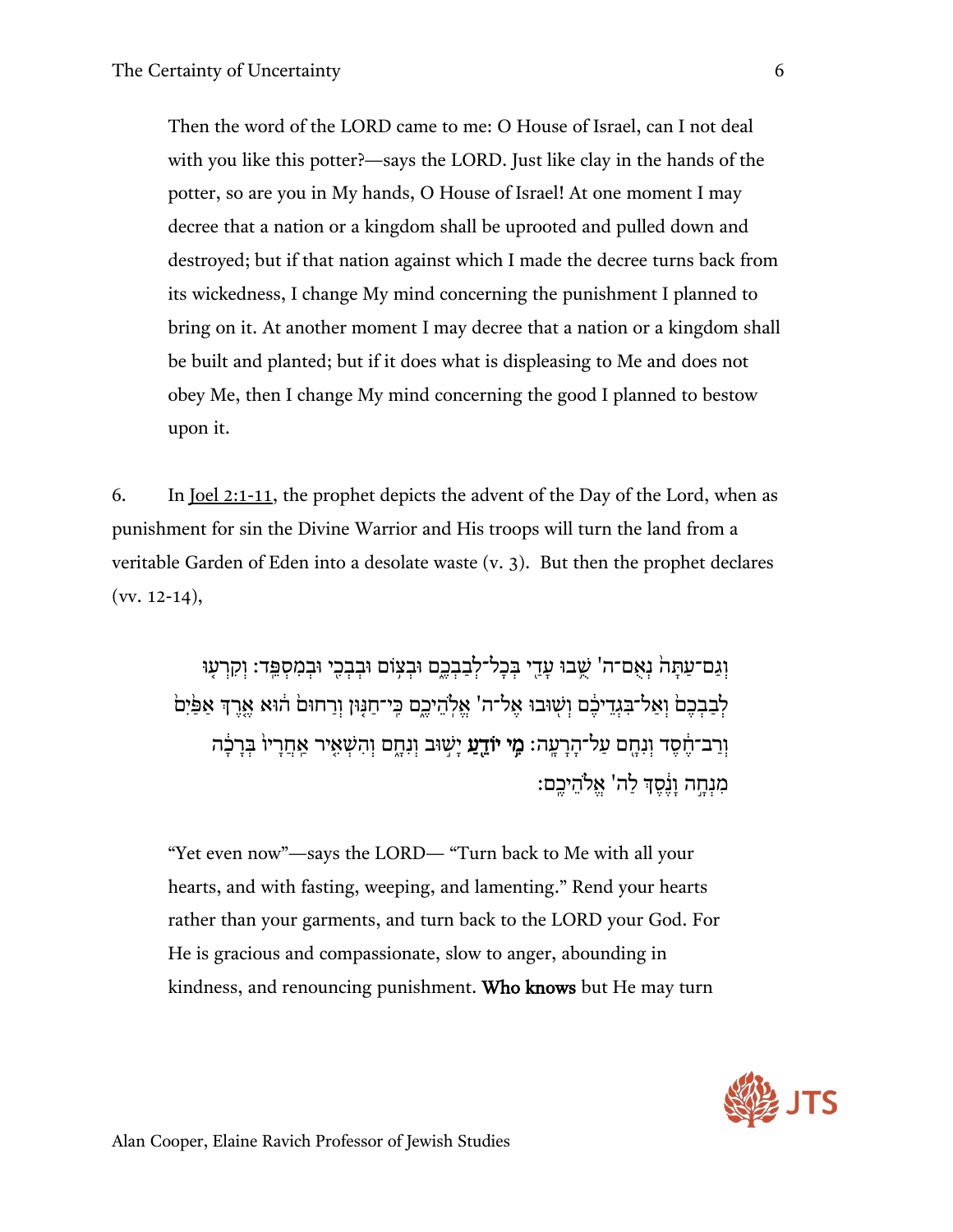Then the word of the LORD came to me: O House of Israel, can I not deal with you like this potter?—says the LORD. Just like clay in the hands of the potter, so are you in My hands, O House of Israel! At one moment I may decree that a nation or a kingdom shall be uprooted and pulled down and destroyed; but if that nation against which I made the decree turns back from its wickedness, I change My mind concerning the punishment I planned to bring on it. At another moment I may decree that a nation or a kingdom shall be built and planted; but if it does what is displeasing to Me and does not obey Me, then I change My mind concerning the good I planned to bestow upon it.

6. In Joel 2:1-11, the prophet depicts the advent of the Day of the Lord, when as punishment for sin the Divine Warrior and His troops will turn the land from a veritable Garden of Eden into a desolate waste (v. 3). But then the prophet declares (vv. 12-14),

וְגַם־עַתָּה֙ נְאֻם־ה' שֻׁ֥בוּ עָדַ֖י בְּכָל־לְבַבְכֶ֑ם וּבְצ֥וֹם וּבִבְכִ֖י וּבְמִסְפֵּֽד׃ וְקִרְע֤וּ לְבַבְכֶם֙ וְאַל־בִּגְדֵיכֶ֔ם וְשׁ֖וּבוּ אֶל־ה' אֱלֹהֵיכֶ֑ם כִּֽי־חַנּ֤וּן וְרַחוּם֙ ה֔וּא אֶ֤רֶךְ אַפַּ֙יִם֙ וְרַב־חֶ֔סֶד וְנִחָ֖ם עַל־הָרָעָֽה׃ **מִ֥י יוֹדֵ֖עַ** יָשׁ֣וּב וְנִחָ֑ם וְהִשְׁאִ֤יר אַחֲרָיו֙ בְּרָכָ֔ה מִנְחָ֣ה וָנֶ֔סֶךְ לַה' אֱלֹהֵיכֶֽם׃

"Yet even now"—says the LORD— "Turn back to Me with all your hearts, and with fasting, weeping, and lamenting." Rend your hearts rather than your garments, and turn back to the LORD your God. For He is gracious and compassionate, slow to anger, abounding in kindness, and renouncing punishment. **Who knows** but He may turn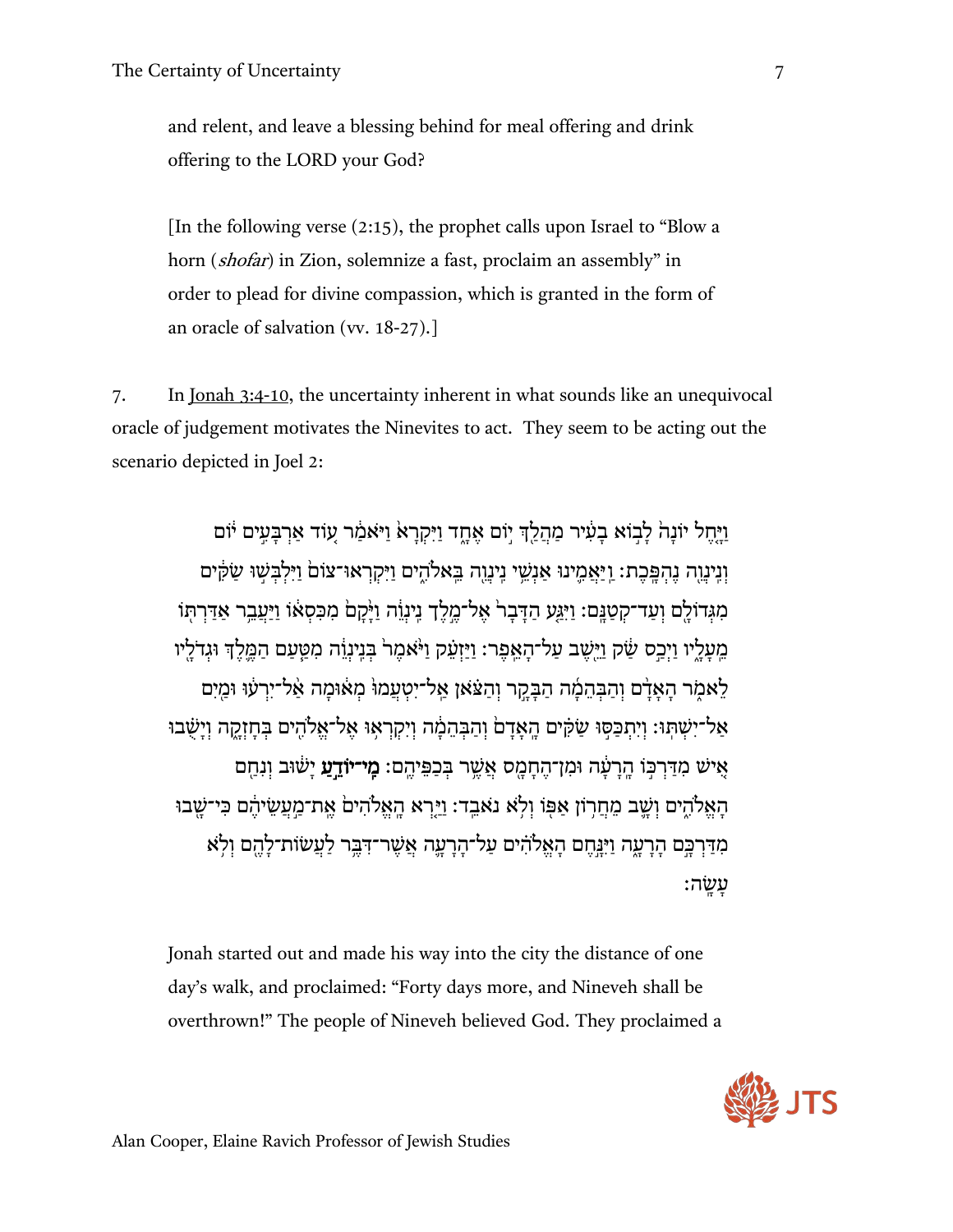and relent, and leave a blessing behind for meal offering and drink offering to the LORD your God?

[In the following verse (2:15), the prophet calls upon Israel to "Blow a horn (*shofar*) in Zion, solemnize a fast, proclaim an assembly" in order to plead for divine compassion, which is granted in the form of an oracle of salvation (vv. 18-27).]

7. In Jonah 3:4-10, the uncertainty inherent in what sounds like an unequivocal oracle of judgement motivates the Ninevites to act. They seem to be acting out the scenario depicted in Joel 2:

וַיָּ֤חֶל יוֹנָה֙ לָב֣וֹא בָעִ֔יר מַהֲלַ֖ךְ י֣וֹם אֶחָ֑ד וַיִּקְרָא֙ וַיֹּאמַ֔ר ע֚וֹד אַרְבָּעִ֣ים י֔וֹם וְנִֽינְוֵ֖ה נֶהְפָּֽכֶת׃ וַיַּאֲמִ֛ינוּ אַנְשֵׁ֥י נִֽינְוֵ֖ה בֵּאלֹהִ֑ים וַיִּקְרְאוּ־צוֹם֙ וַיִּלְבְּשׁ֣וּ שַׂקִּ֔ים מִגְּדוֹלָ֖ם וְעַד־קְטַנָּֽם׃ וַיִּגַּ֤ע הַדָּבָר֙ אֶל־מֶ֣לֶךְ נִֽינְוֵ֔ה וַיָּ֙קָם֙ מִכִּסְא֔וֹ וַיַּעֲבֵ֥ר אַדַּרְתּ֖וֹ מֵֽעָלָ֑יו וַיְכַ֣ס שַׂ֔ק וַיֵּ֖שֶׁב עַל־הָאֵֽפֶר׃ וַיַּזְעֵ֗ק וַיֹּ֙אמֶר֙ בְּנִֽינְוֵ֔ה מִטַּ֧עַם הַמֶּ֛לֶךְ וּגְדֹלָ֖יו לֵאמֹ֑ר הָאָדָ֨ם וְהַבְּהֵמָ֜ה הַבָּקָ֣ר וְהַצֹּ֗אן אַל־יִטְעֲמוּ֙ מְא֔וּמָה אַל־יִרְע֔וּ וּמַ֖יִם אַל־יִשְׁתּֽוּ׃ וְיִתְכַּסּ֣וּ שַׂקִּ֗ים הָֽאָדָם֙ וְהַבְּהֵמָ֔ה וְיִקְרְא֥וּ אֶל־אֱלֹהִ֖ים בְּחָזְקָ֑ה וְיָשֻׁ֗בוּ אִ֚ישׁ מִדַּרְכּ֣וֹ הָֽרָעָ֔ה וּמִן־הֶחָמָ֖ס אֲשֶׁ֥ר בְּכַפֵּיהֶֽם׃ **מִֽי־יוֹדֵ֣עַ** יָשׁ֔וּב וְנִחַ֖ם הָאֱלֹהִ֑ים וְשָׁ֛ב מֵחֲר֥וֹן אַפּ֖וֹ וְלֹ֥א נֹאבֵֽד׃ וַיַּ֤רְא הָאֱלֹהִים֙ אֶֽת־מַ֥עֲשֵׂיהֶ֔ם כִּי־שָׁ֖בוּ מִדַּרְכָּ֣ם הָֽרָעָ֑ה וַיִּנָּ֣חֶם הָֽאֱלֹהִ֗ים עַל־הָרָעָ֛ה אֲשֶׁר־דִּבֶּ֥ר לַֽעֲשׂוֹת־לָהֶ֖ם וְלֹ֥א עָשָֽׂה׃

Jonah started out and made his way into the city the distance of one day's walk, and proclaimed: "Forty days more, and Nineveh shall be overthrown!" The people of Nineveh believed God. They proclaimed a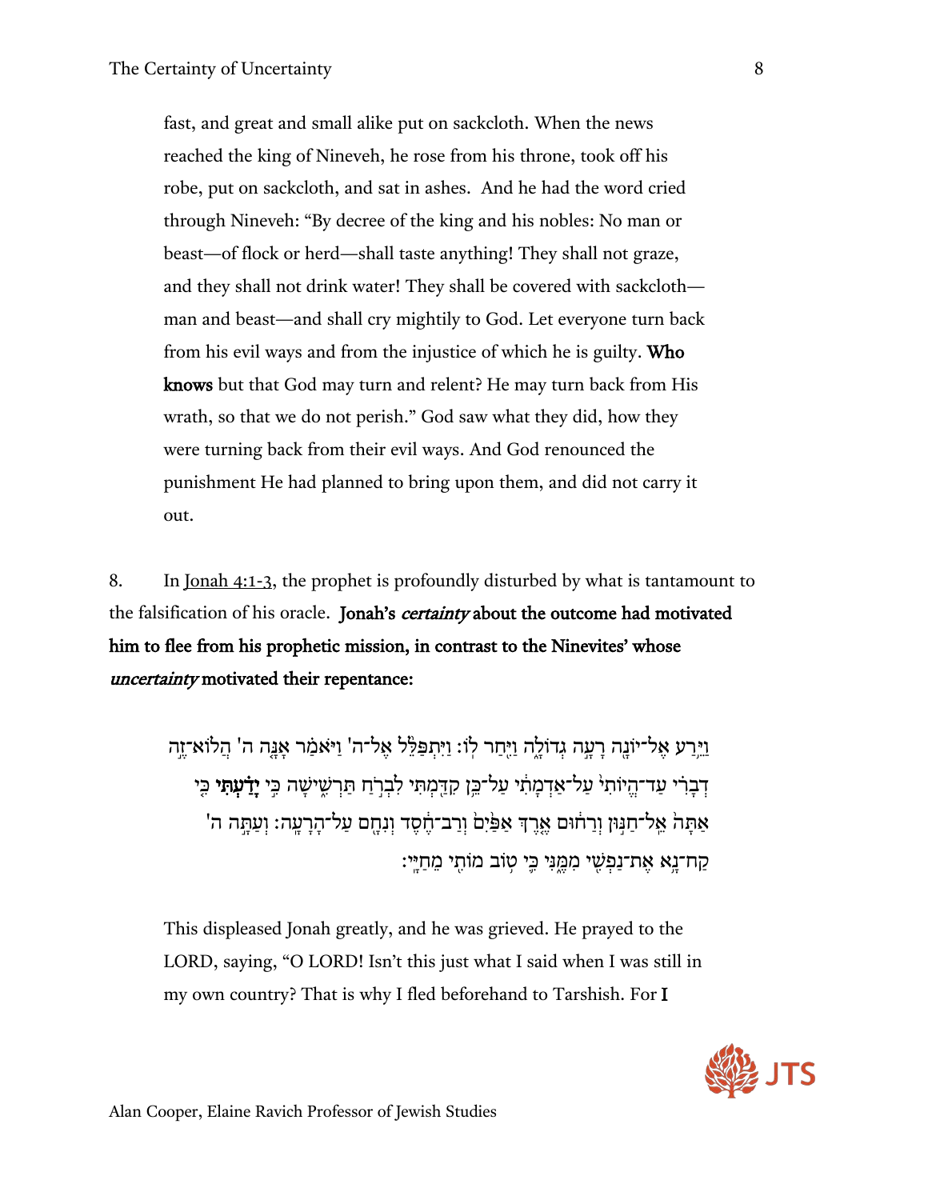fast, and great and small alike put on sackcloth. When the news reached the king of Nineveh, he rose from his throne, took off his robe, put on sackcloth, and sat in ashes. And he had the word cried through Nineveh: "By decree of the king and his nobles: No man or beast—of flock or herd—shall taste anything! They shall not graze, and they shall not drink water! They shall be covered with sackcloth—man and beast—and shall cry mightily to God. Let everyone turn back from his evil ways and from the injustice of which he is guilty. **Who knows** but that God may turn and relent? He may turn back from His wrath, so that we do not perish." God saw what they did, how they were turning back from their evil ways. And God renounced the punishment He had planned to bring upon them, and did not carry it out.

8. In Jonah 4:1-3, the prophet is profoundly disturbed by what is tantamount to the falsification of his oracle. **Jonah's *certainty* about the outcome had motivated him to flee from his prophetic mission, in contrast to the Ninevites' whose *uncertainty* motivated their repentance:**

וַיֵּ֥רַע אֶל־יוֹנָ֖ה רָעָ֣ה גְדוֹלָ֑ה וַיִּ֖חַר לֽוֹ׃ וַיִּתְפַּלֵּ֨ל אֶל־ה' וַיֹּאמַ֗ר אָנָּ֤ה ה' הֲלוֹא־זֶ֣ה דְבָרִ֗י עַד־הֱיוֹתִי֙ עַל־אַדְמָתִ֔י עַל־כֵּ֥ן קִדַּ֖מְתִּי לִבְרֹ֣חַ תַּרְשִׁ֑ישָׁה כִּ֣י **יָדַ֗עְתִּי** כִּ֤י אַתָּה֙ אֵֽל־חַנּ֣וּן וְרַח֔וּם אֶ֤רֶךְ אַפַּ֙יִם֙ וְרַב־חֶ֔סֶד וְנִחָ֖ם עַל־הָרָעָֽה׃ וְעַתָּ֣ה ה' קַח־נָ֥א אֶת־נַפְשִׁ֖י מִמֶּ֑נִּי כִּ֛י ט֥וֹב מוֹתִ֖י מֵחַיָּֽי׃

This displeased Jonah greatly, and he was grieved. He prayed to the LORD, saying, "O LORD! Isn't this just what I said when I was still in my own country? That is why I fled beforehand to Tarshish. For **I**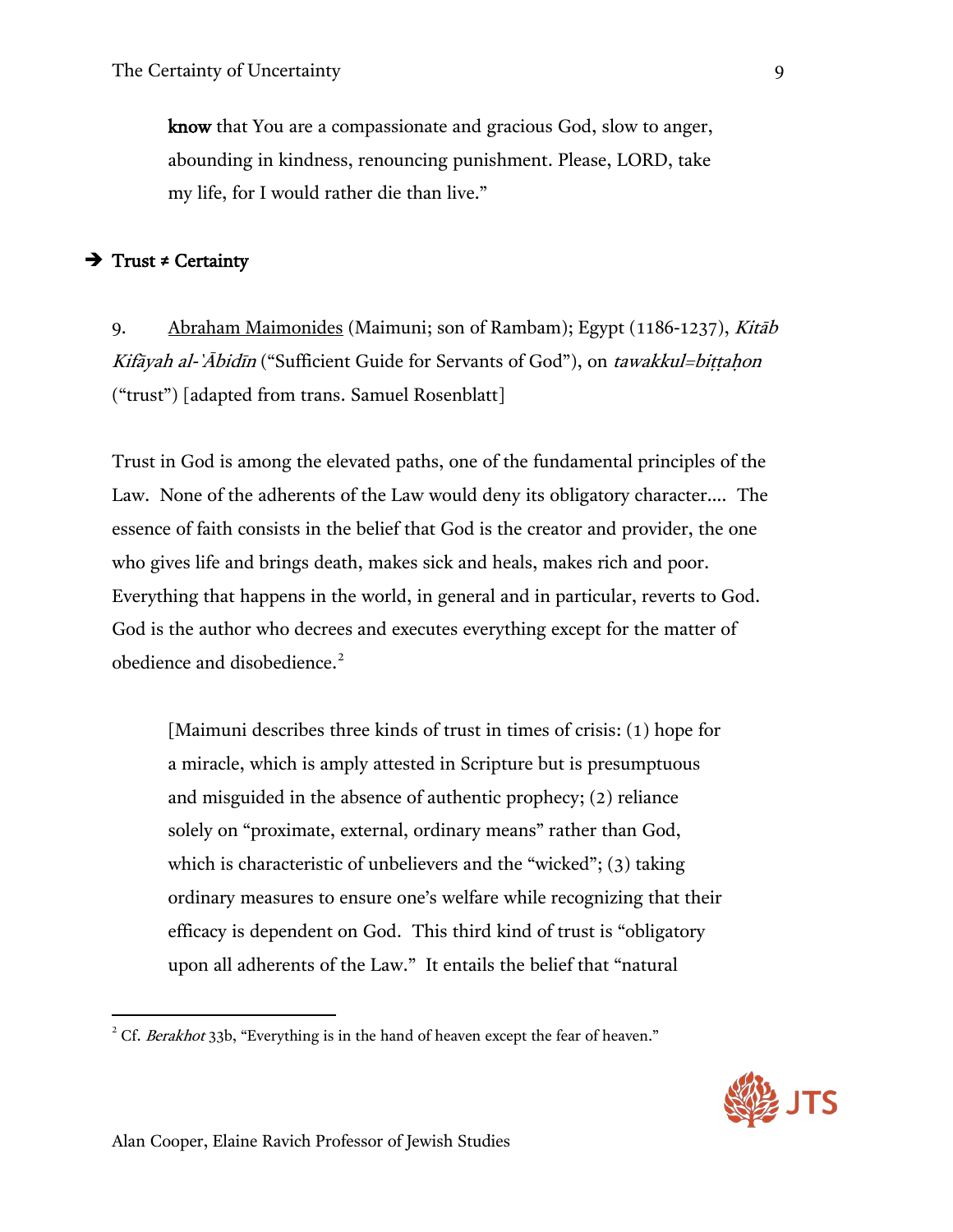**know** that You are a compassionate and gracious God, slow to anger, abounding in kindness, renouncing punishment. Please, LORD, take my life, for I would rather die than live."

➔ **Trust ≠ Certainty**

9. Abraham Maimonides (Maimuni; son of Rambam); Egypt (1186-1237), *Kitāb Kifāyah al-ʿĀbidīn* ("Sufficient Guide for Servants of God"), on *tawakkul=biṭṭaḥon* ("trust") [adapted from trans. Samuel Rosenblatt]

Trust in God is among the elevated paths, one of the fundamental principles of the Law. None of the adherents of the Law would deny its obligatory character.... The essence of faith consists in the belief that God is the creator and provider, the one who gives life and brings death, makes sick and heals, makes rich and poor. Everything that happens in the world, in general and in particular, reverts to God. God is the author who decrees and executes everything except for the matter of obedience and disobedience.[2]

> [Maimuni describes three kinds of trust in times of crisis: (1) hope for a miracle, which is amply attested in Scripture but is presumptuous and misguided in the absence of authentic prophecy; (2) reliance solely on "proximate, external, ordinary means" rather than God, which is characteristic of unbelievers and the "wicked"; (3) taking ordinary measures to ensure one's welfare while recognizing that their efficacy is dependent on God. This third kind of trust is "obligatory upon all adherents of the Law." It entails the belief that "natural

[2] Cf. *Berakhot* 33b, "Everything is in the hand of heaven except the fear of heaven."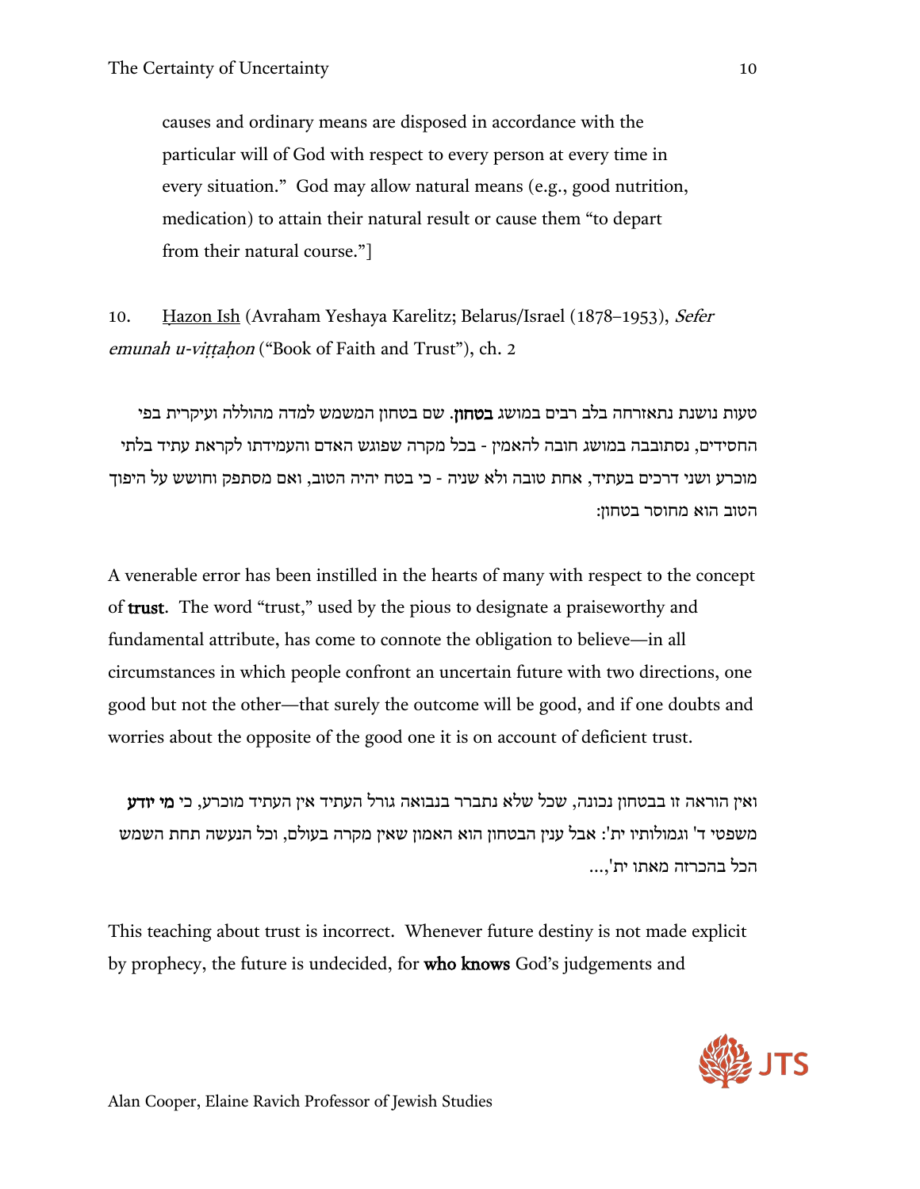causes and ordinary means are disposed in accordance with the particular will of God with respect to every person at every time in every situation." God may allow natural means (e.g., good nutrition, medication) to attain their natural result or cause them "to depart from their natural course."]

10. Ḥazon Ish (Avraham Yeshaya Karelitz; Belarus/Israel (1878–1953), *Sefer emunah u-viṭṭaḥon* ("Book of Faith and Trust"), ch. 2

טעות נושנת נתאזרחה בלב רבים במושג **בטחון**. שם בטחון המשמש למדה מהוללה ועיקרית בפי החסידים, נסתובבה במושג חובה להאמין - בכל מקרה שפוגש האדם והעמידתו לקראת עתיד בלתי מוכרע ושני דרכים בעתיד, אחת טובה ולא שניה - כי בטח יהיה הטוב, ואם מסתפק וחושש על היפוך הטוב הוא מחוסר בטחון:

A venerable error has been instilled in the hearts of many with respect to the concept of **trust**. The word "trust," used by the pious to designate a praiseworthy and fundamental attribute, has come to connote the obligation to believe—in all circumstances in which people confront an uncertain future with two directions, one good but not the other—that surely the outcome will be good, and if one doubts and worries about the opposite of the good one it is on account of deficient trust.

ואין הוראה זו בבטחון נכונה, שכל שלא נתברר בנבואה גורל העתיד אין העתיד מוכרע, כי **מי יודע** משפטי ד' וגמולותיו ית': אבל ענין הבטחון הוא האמון שאין מקרה בעולם, וכל הנעשה תחת השמש הכל בהכרזה מאתו ית',...

This teaching about trust is incorrect. Whenever future destiny is not made explicit by prophecy, the future is undecided, for **who knows** God's judgements and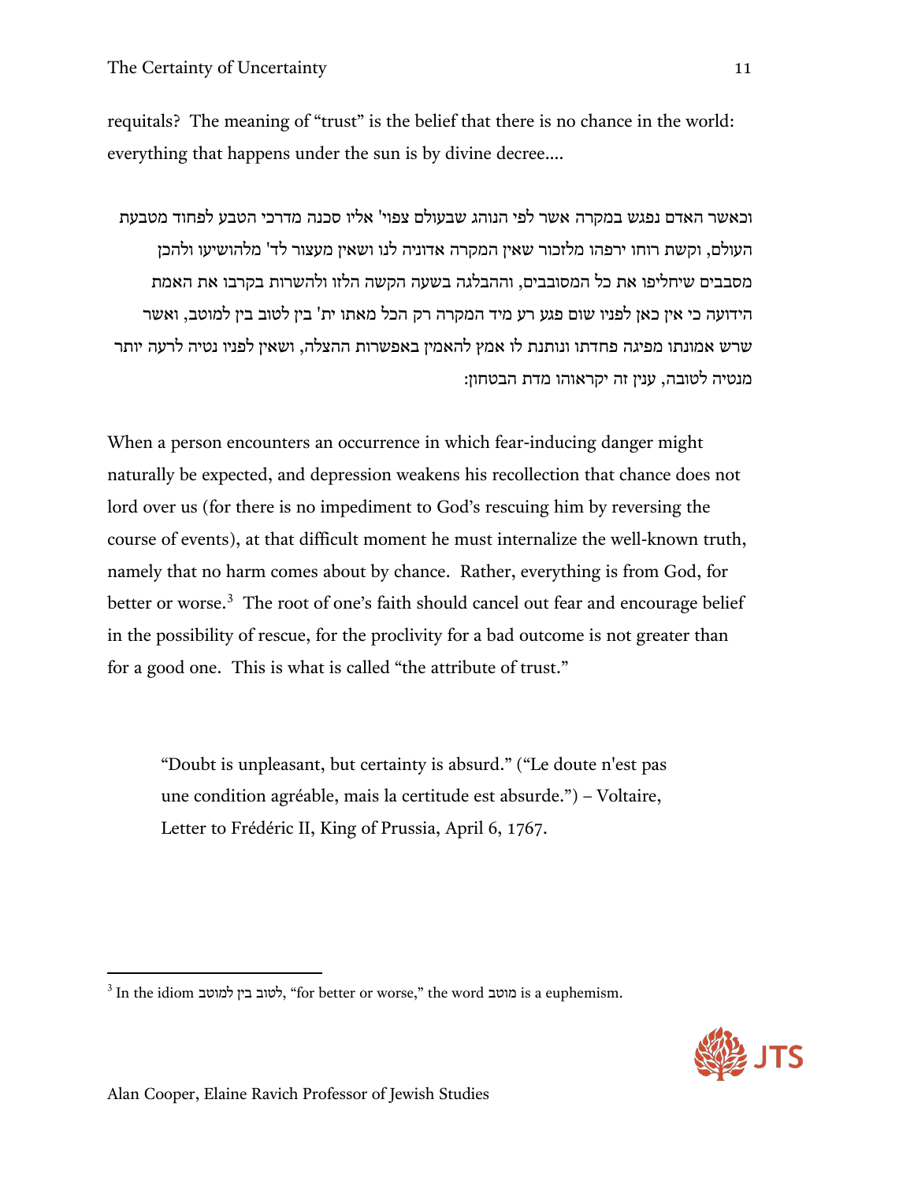requitals? The meaning of "trust" is the belief that there is no chance in the world: everything that happens under the sun is by divine decree....

וכאשר האדם נפגש במקרה אשר לפי הנוהג שבעולם צפוי' אליו סכנה מדרכי הטבע לפחוד מטבעת העולם, וקשת רוחו ירפהו מלזכור שאין המקרה אדוניה לנו ושאין מעצור לד' מלהושיעו ולהכן מסבבים שיחליפו את כל המסובבים, וההבלגה בשעה הקשה הלזו ולהשרות בקרבו את האמת הידועה כי אין כאן לפניו שום פגע רע מיד המקרה רק הכל מאתו ית' בין לטוב בין למוטב, ואשר שרש אמונתו מפיגה פחדתו ונותנת לו אמץ להאמין באפשרות ההצלה, ושאין לפניו נטיה לרעה יותר מנטיה לטובה, ענין זה יקראוהו מדת הבטחון:

When a person encounters an occurrence in which fear-inducing danger might naturally be expected, and depression weakens his recollection that chance does not lord over us (for there is no impediment to God's rescuing him by reversing the course of events), at that difficult moment he must internalize the well-known truth, namely that no harm comes about by chance. Rather, everything is from God, for better or worse.[3] The root of one's faith should cancel out fear and encourage belief in the possibility of rescue, for the proclivity for a bad outcome is not greater than for a good one. This is what is called "the attribute of trust."

> "Doubt is unpleasant, but certainty is absurd." ("Le doute n'est pas une condition agréable, mais la certitude est absurde.") – Voltaire, Letter to Frédéric II, King of Prussia, April 6, 1767.

[3] In the idiom לטוב בין למוטב, "for better or worse," the word מוטב is a euphemism.